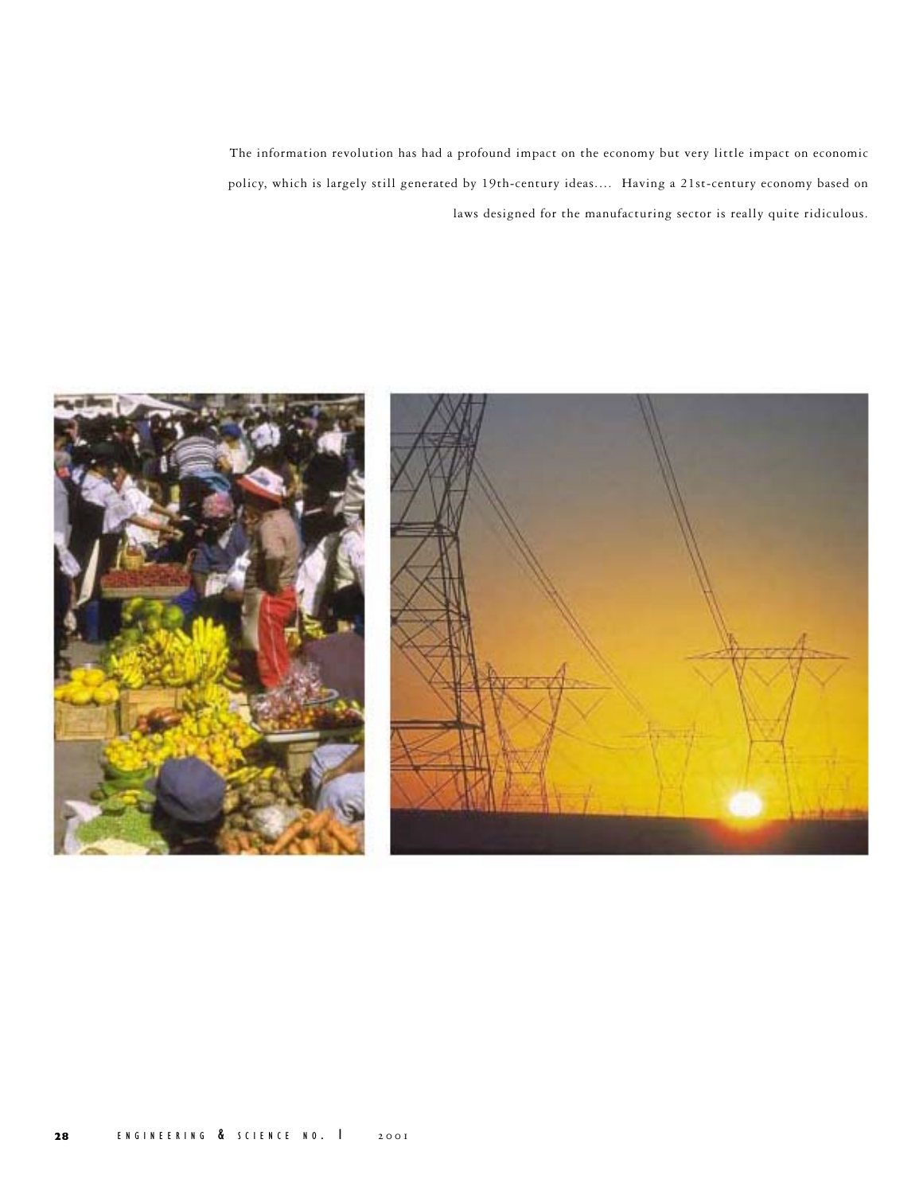The information revolution has had a profound impact on the economy but very little impact on economic policy, which is largely still generated by 19th-century ideas.... Having a 21st-century economy based on laws designed for the manufacturing sector is really quite ridiculous.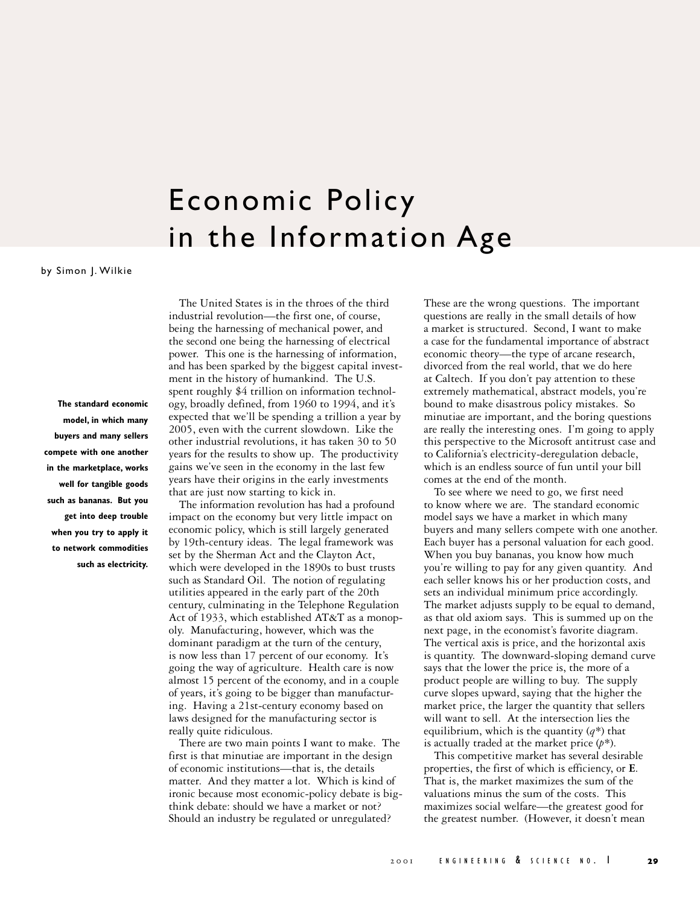# Economic Policy in the Information Age

by Simon J. Wilkie

**The standard economic model, in which many buyers and many sellers compete with one another in the marketplace, works well for tangible goods such as bananas. But you get into deep trouble when you try to apply it to network commodities such as electricity.**

The United States is in the throes of the third industrial revolution—the first one, of course, being the harnessing of mechanical power, and the second one being the harnessing of electrical power. This one is the harnessing of information, and has been sparked by the biggest capital investment in the history of humankind. The U.S. spent roughly $4 trillion on information technology, broadly defined, from 1960 to 1994, and it's expected that we'll be spending a trillion a year by 2005, even with the current slowdown. Like the other industrial revolutions, it has taken 30 to 50 years for the results to show up. The productivity gains we've seen in the economy in the last few years have their origins in the early investments that are just now starting to kick in.

The information revolution has had a profound impact on the economy but very little impact on economic policy, which is still largely generated by 19th-century ideas. The legal framework was set by the Sherman Act and the Clayton Act, which were developed in the 1890s to bust trusts such as Standard Oil. The notion of regulating utilities appeared in the early part of the 20th century, culminating in the Telephone Regulation Act of 1933, which established AT&T as a monopoly. Manufacturing, however, which was the dominant paradigm at the turn of the century, is now less than 17 percent of our economy. It's going the way of agriculture. Health care is now almost 15 percent of the economy, and in a couple of years, it's going to be bigger than manufacturing. Having a 21st-century economy based on laws designed for the manufacturing sector is really quite ridiculous.

There are two main points I want to make. The first is that minutiae are important in the design of economic institutions—that is, the details matter. And they matter a lot. Which is kind of ironic because most economic-policy debate is big-think debate: should we have a market or not? Should an industry be regulated or unregulated? These are the wrong questions. The important questions are really in the small details of how a market is structured. Second, I want to make a case for the fundamental importance of abstract economic theory—the type of arcane research, divorced from the real world, that we do here at Caltech. If you don't pay attention to these extremely mathematical, abstract models, you're bound to make disastrous policy mistakes. So minutiae are important, and the boring questions are really the interesting ones. I'm going to apply this perspective to the Microsoft antitrust case and to California's electricity-deregulation debacle, which is an endless source of fun until your bill comes at the end of the month.

To see where we need to go, we first need to know where we are. The standard economic model says we have a market in which many buyers and many sellers compete with one another. Each buyer has a personal valuation for each good. When you buy bananas, you know how much you're willing to pay for any given quantity. And each seller knows his or her production costs, and sets an individual minimum price accordingly. The market adjusts supply to be equal to demand, as that old axiom says. This is summed up on the next page, in the economist's favorite diagram. The vertical axis is price, and the horizontal axis is quantity. The downward-sloping demand curve says that the lower the price is, the more of a product people are willing to buy. The supply curve slopes upward, saying that the higher the market price, the larger the quantity that sellers will want to sell. At the intersection lies the equilibrium, which is the quantity ($q^*$) that is actually traded at the market price ($p^*$).

This competitive market has several desirable properties, the first of which is efficiency, or **E**. That is, the market maximizes the sum of the valuations minus the sum of the costs. This maximizes social welfare—the greatest good for the greatest number. (However, it doesn't mean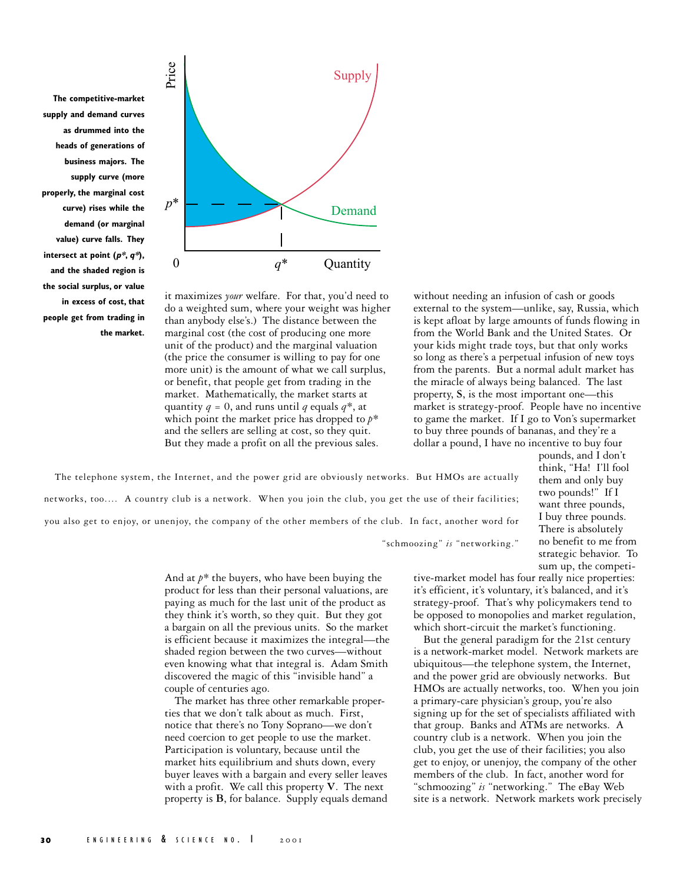The competitive-market supply and demand curves as drummed into the heads of generations of business majors. The supply curve (more properly, the marginal cost curve) rises while the demand (or marginal value) curve falls. They intersect at point (***p*****, *q****), and the shaded region is the social surplus, or value in excess of cost, that people get from trading in the market.

it maximizes *your* welfare. For that, you'd need to do a weighted sum, where your weight was higher than anybody else's.) The distance between the marginal cost (the cost of producing one more unit of the product) and the marginal valuation (the price the consumer is willing to pay for one more unit) is the amount of what we call surplus, or benefit, that people get from trading in the market. Mathematically, the market starts at quantity $q = 0$, and runs until $q$ equals $q^*$, at which point the market price has dropped to $p^*$ and the sellers are selling at cost, so they quit. But they made a profit on all the previous sales. And at $p^*$ the buyers, who have been buying the product for less than their personal valuations, are paying as much for the last unit of the product as they think it's worth, so they quit. But they got a bargain on all the previous units. So the market is efficient because it maximizes the integral—the shaded region between the two curves—without even knowing what that integral is. Adam Smith discovered the magic of this "invisible hand" a couple of centuries ago.

The market has three other remarkable properties that we don't talk about as much. First, notice that there's no Tony Soprano—we don't need coercion to get people to use the market. Participation is voluntary, because until the market hits equilibrium and shuts down, every buyer leaves with a bargain and every seller leaves with a profit. We call this property **V**. The next property is **B**, for balance. Supply equals demand without needing an infusion of cash or goods external to the system—unlike, say, Russia, which is kept afloat by large amounts of funds flowing in from the World Bank and the United States. Or your kids might trade toys, but that only works so long as there's a perpetual infusion of new toys from the parents. But a normal adult market has the miracle of always being balanced. The last property, **S**, is the most important one—this market is strategy-proof. People have no incentive to game the market. If I go to Von's supermarket to buy three pounds of bananas, and they're a dollar a pound, I have no incentive to buy four pounds, and I don't think, "Ha! I'll fool them and only buy two pounds!" If I want three pounds, I buy three pounds. There is absolutely no benefit to me from strategic behavior. To sum up, the competitive-market model has four really nice properties: it's efficient, it's voluntary, it's balanced, and it's strategy-proof. That's why policymakers tend to be opposed to monopolies and market regulation, which short-circuit the market's functioning.

The telephone system, the Internet, and the power grid are obviously networks. But HMOs are actually networks, too.... A country club is a network. When you join the club, you get the use of their facilities; you also get to enjoy, or unenjoy, the company of the other members of the club. In fact, another word for "schmoozing" *is* "networking."

But the general paradigm for the 21st century is a network-market model. Network markets are ubiquitous—the telephone system, the Internet, and the power grid are obviously networks. But HMOs are actually networks, too. When you join a primary-care physician's group, you're also signing up for the set of specialists affiliated with that group. Banks and ATMs are networks. A country club is a network. When you join the club, you get the use of their facilities; you also get to enjoy, or unenjoy, the company of the other members of the club. In fact, another word for "schmoozing" *is* "networking." The eBay Web site is a network. Network markets work precisely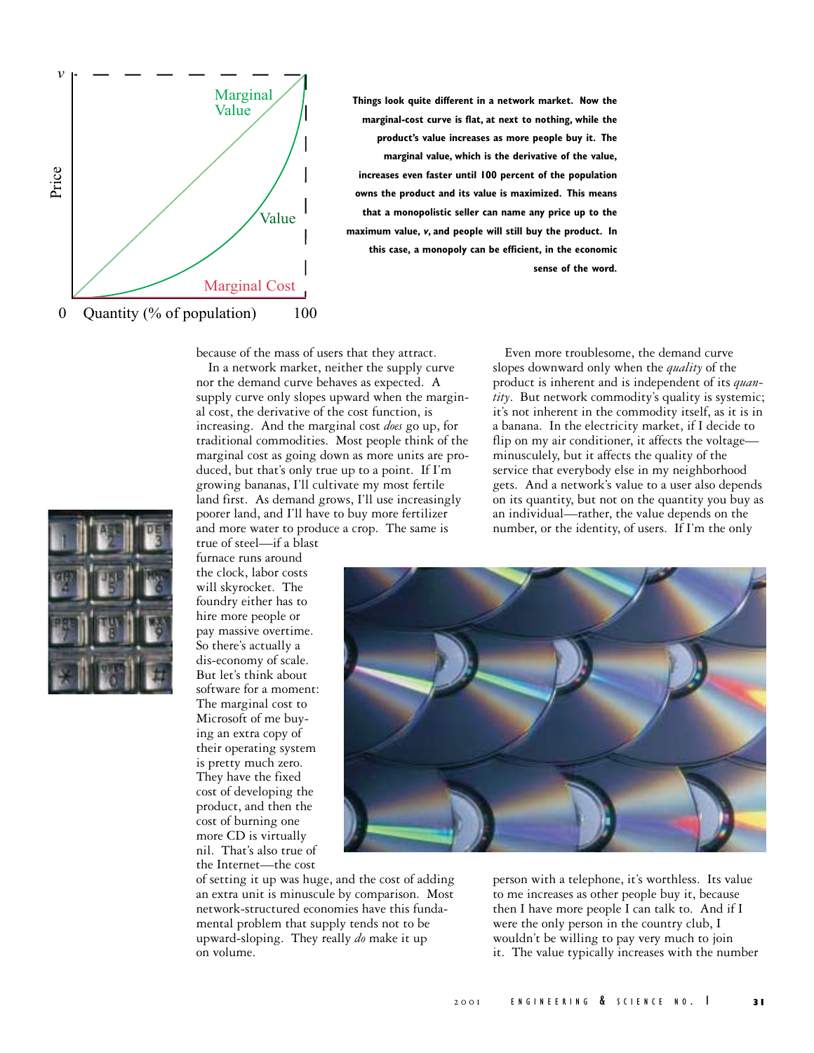**Things look quite different in a network market. Now the marginal-cost curve is flat, at next to nothing, while the product's value increases as more people buy it. The marginal value, which is the derivative of the value, increases even faster until 100 percent of the population owns the product and its value is maximized. This means that a monopolistic seller can name any price up to the maximum value, *v*, and people will still buy the product. In this case, a monopoly can be efficient, in the economic sense of the word.**

because of the mass of users that they attract.

In a network market, neither the supply curve nor the demand curve behaves as expected. A supply curve only slopes upward when the marginal cost, the derivative of the cost function, is increasing. And the marginal cost *does* go up, for traditional commodities. Most people think of the marginal cost as going down as more units are produced, but that's only true up to a point. If I'm growing bananas, I'll cultivate my most fertile land first. As demand grows, I'll use increasingly poorer land, and I'll have to buy more fertilizer and more water to produce a crop. The same is true of steel—if a blast furnace runs around the clock, labor costs will skyrocket. The foundry either has to hire more people or pay massive overtime. So there's actually a dis-economy of scale. But let's think about software for a moment: The marginal cost to Microsoft of me buying an extra copy of their operating system is pretty much zero. They have the fixed cost of developing the product, and then the cost of burning one more CD is virtually nil. That's also true of the Internet—the cost of setting it up was huge, and the cost of adding an extra unit is minuscule by comparison. Most network-structured economies have this fundamental problem that supply tends not to be upward-sloping. They really *do* make it up on volume.

Even more troublesome, the demand curve slopes downward only when the *quality* of the product is inherent and is independent of its *quantity*. But network commodity's quality is systemic; it's not inherent in the commodity itself, as it is in a banana. In the electricity market, if I decide to flip on my air conditioner, it affects the voltage—minusculely, but it affects the quality of the service that everybody else in my neighborhood gets. And a network's value to a user also depends on its quantity, but not on the quantity you buy as an individual—rather, the value depends on the number, or the identity, of users. If I'm the only person with a telephone, it's worthless. Its value to me increases as other people buy it, because then I have more people I can talk to. And if I were the only person in the country club, I wouldn't be willing to pay very much to join it. The value typically increases with the number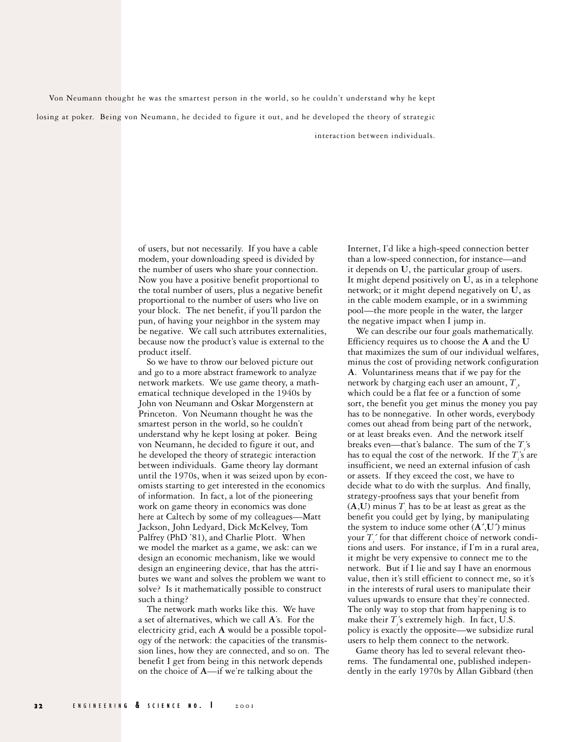Von Neumann thought he was the smartest person in the world, so he couldn't understand why he kept losing at poker. Being von Neumann, he decided to figure it out, and he developed the theory of strategic interaction between individuals.

of users, but not necessarily. If you have a cable modem, your downloading speed is divided by the number of users who share your connection. Now you have a positive benefit proportional to the total number of users, plus a negative benefit proportional to the number of users who live on your block. The net benefit, if you'll pardon the pun, of having your neighbor in the system may be negative. We call such attributes externalities, because now the product's value is external to the product itself.

So we have to throw our beloved picture out and go to a more abstract framework to analyze network markets. We use game theory, a mathematical technique developed in the 1940s by John von Neumann and Oskar Morgenstern at Princeton. Von Neumann thought he was the smartest person in the world, so he couldn't understand why he kept losing at poker. Being von Neumann, he decided to figure it out, and he developed the theory of strategic interaction between individuals. Game theory lay dormant until the 1970s, when it was seized upon by economists starting to get interested in the economics of information. In fact, a lot of the pioneering work on game theory in economics was done here at Caltech by some of my colleagues—Matt Jackson, John Ledyard, Dick McKelvey, Tom Palfrey (PhD '81), and Charlie Plott. When we model the market as a game, we ask: can we design an economic mechanism, like we would design an engineering device, that has the attributes we want and solves the problem we want to solve? Is it mathematically possible to construct such a thing?

The network math works like this. We have a set of alternatives, which we call **A**'s. For the electricity grid, each **A** would be a possible topology of the network: the capacities of the transmission lines, how they are connected, and so on. The benefit I get from being in this network depends on the choice of **A**—if we're talking about the Internet, I'd like a high-speed connection better than a low-speed connection, for instance—and it depends on **U**, the particular group of users. It might depend positively on **U**, as in a telephone network; or it might depend negatively on **U**, as in the cable modem example, or in a swimming pool—the more people in the water, the larger the negative impact when I jump in.

We can describe our four goals mathematically. Efficiency requires us to choose the **A** and the **U** that maximizes the sum of our individual welfares, minus the cost of providing network configuration **A**. Voluntariness means that if we pay for the network by charging each user an amount, $T_i$, which could be a flat fee or a function of some sort, the benefit you get minus the money you pay has to be nonnegative. In other words, everybody comes out ahead from being part of the network, or at least breaks even. And the network itself breaks even—that's balance. The sum of the $T_i$'s has to equal the cost of the network. If the $T_i$'s are insufficient, we need an external infusion of cash or assets. If they exceed the cost, we have to decide what to do with the surplus. And finally, strategy-proofness says that your benefit from (**A**,**U**) minus $T_i$ has to be at least as great as the benefit you could get by lying, by manipulating the system to induce some other (**A**′,**U**′) minus your $T_i'$ for that different choice of network conditions and users. For instance, if I'm in a rural area, it might be very expensive to connect me to the network. But if I lie and say I have an enormous value, then it's still efficient to connect me, so it's in the interests of rural users to manipulate their values upwards to ensure that they're connected. The only way to stop that from happening is to make their $T_i$'s extremely high. In fact, U.S. policy is exactly the opposite—we subsidize rural users to help them connect to the network.

Game theory has led to several relevant theorems. The fundamental one, published independently in the early 1970s by Allan Gibbard (then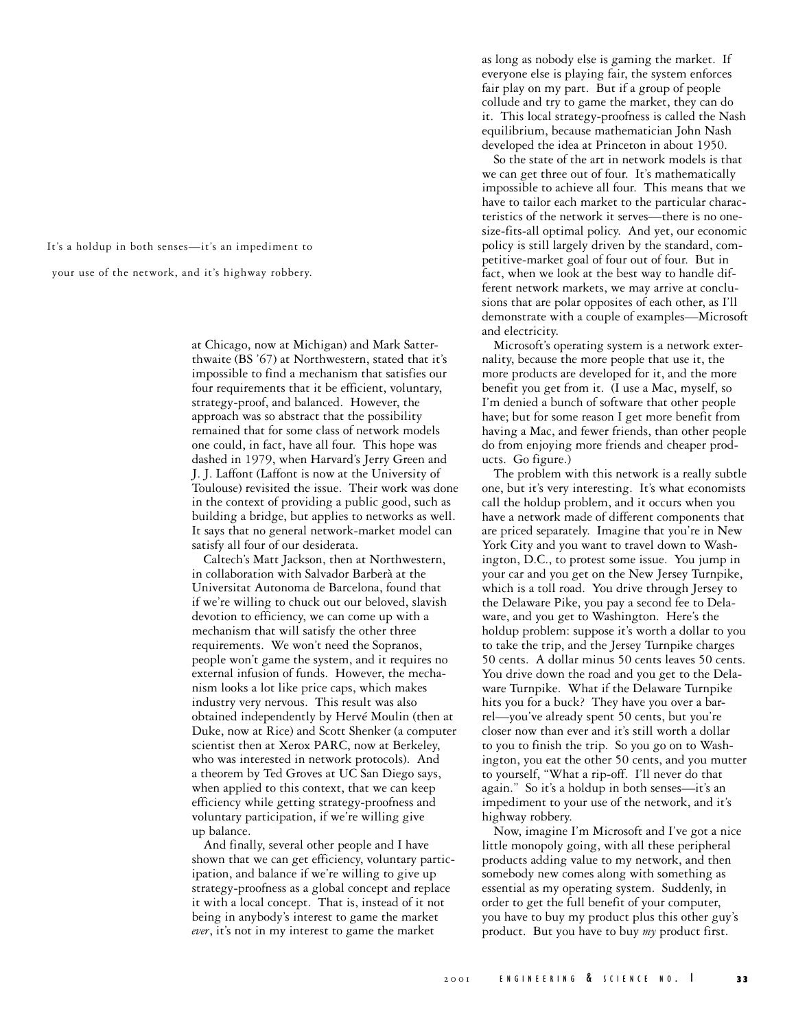It's a holdup in both senses—it's an impediment to your use of the network, and it's highway robbery.

at Chicago, now at Michigan) and Mark Satterthwaite (BS '67) at Northwestern, stated that it's impossible to find a mechanism that satisfies our four requirements that it be efficient, voluntary, strategy-proof, and balanced. However, the approach was so abstract that the possibility remained that for some class of network models one could, in fact, have all four. This hope was dashed in 1979, when Harvard's Jerry Green and J. J. Laffont (Laffont is now at the University of Toulouse) revisited the issue. Their work was done in the context of providing a public good, such as building a bridge, but applies to networks as well. It says that no general network-market model can satisfy all four of our desiderata.

Caltech's Matt Jackson, then at Northwestern, in collaboration with Salvador Barberà at the Universitat Autonoma de Barcelona, found that if we're willing to chuck out our beloved, slavish devotion to efficiency, we can come up with a mechanism that will satisfy the other three requirements. We won't need the Sopranos, people won't game the system, and it requires no external infusion of funds. However, the mechanism looks a lot like price caps, which makes industry very nervous. This result was also obtained independently by Hervé Moulin (then at Duke, now at Rice) and Scott Shenker (a computer scientist then at Xerox PARC, now at Berkeley, who was interested in network protocols). And a theorem by Ted Groves at UC San Diego says, when applied to this context, that we can keep efficiency while getting strategy-proofness and voluntary participation, if we're willing give up balance.

And finally, several other people and I have shown that we can get efficiency, voluntary participation, and balance if we're willing to give up strategy-proofness as a global concept and replace it with a local concept. That is, instead of it not being in anybody's interest to game the market *ever*, it's not in my interest to game the market as long as nobody else is gaming the market. If everyone else is playing fair, the system enforces fair play on my part. But if a group of people collude and try to game the market, they can do it. This local strategy-proofness is called the Nash equilibrium, because mathematician John Nash developed the idea at Princeton in about 1950.

So the state of the art in network models is that we can get three out of four. It's mathematically impossible to achieve all four. This means that we have to tailor each market to the particular characteristics of the network it serves—there is no one-size-fits-all optimal policy. And yet, our economic policy is still largely driven by the standard, competitive-market goal of four out of four. But in fact, when we look at the best way to handle different network markets, we may arrive at conclusions that are polar opposites of each other, as I'll demonstrate with a couple of examples—Microsoft and electricity.

Microsoft's operating system is a network externality, because the more people that use it, the more products are developed for it, and the more benefit you get from it. (I use a Mac, myself, so I'm denied a bunch of software that other people have; but for some reason I get more benefit from having a Mac, and fewer friends, than other people do from enjoying more friends and cheaper products. Go figure.)

The problem with this network is a really subtle one, but it's very interesting. It's what economists call the holdup problem, and it occurs when you have a network made of different components that are priced separately. Imagine that you're in New York City and you want to travel down to Washington, D.C., to protest some issue. You jump in your car and you get on the New Jersey Turnpike, which is a toll road. You drive through Jersey to the Delaware Pike, you pay a second fee to Delaware, and you get to Washington. Here's the holdup problem: suppose it's worth a dollar to you to take the trip, and the Jersey Turnpike charges 50 cents. A dollar minus 50 cents leaves 50 cents. You drive down the road and you get to the Delaware Turnpike. What if the Delaware Turnpike hits you for a buck? They have you over a barrel—you've already spent 50 cents, but you're closer now than ever and it's still worth a dollar to you to finish the trip. So you go on to Washington, you eat the other 50 cents, and you mutter to yourself, "What a rip-off. I'll never do that again." So it's a holdup in both senses—it's an impediment to your use of the network, and it's highway robbery.

Now, imagine I'm Microsoft and I've got a nice little monopoly going, with all these peripheral products adding value to my network, and then somebody new comes along with something as essential as my operating system. Suddenly, in order to get the full benefit of your computer, you have to buy my product plus this other guy's product. But you have to buy *my* product first.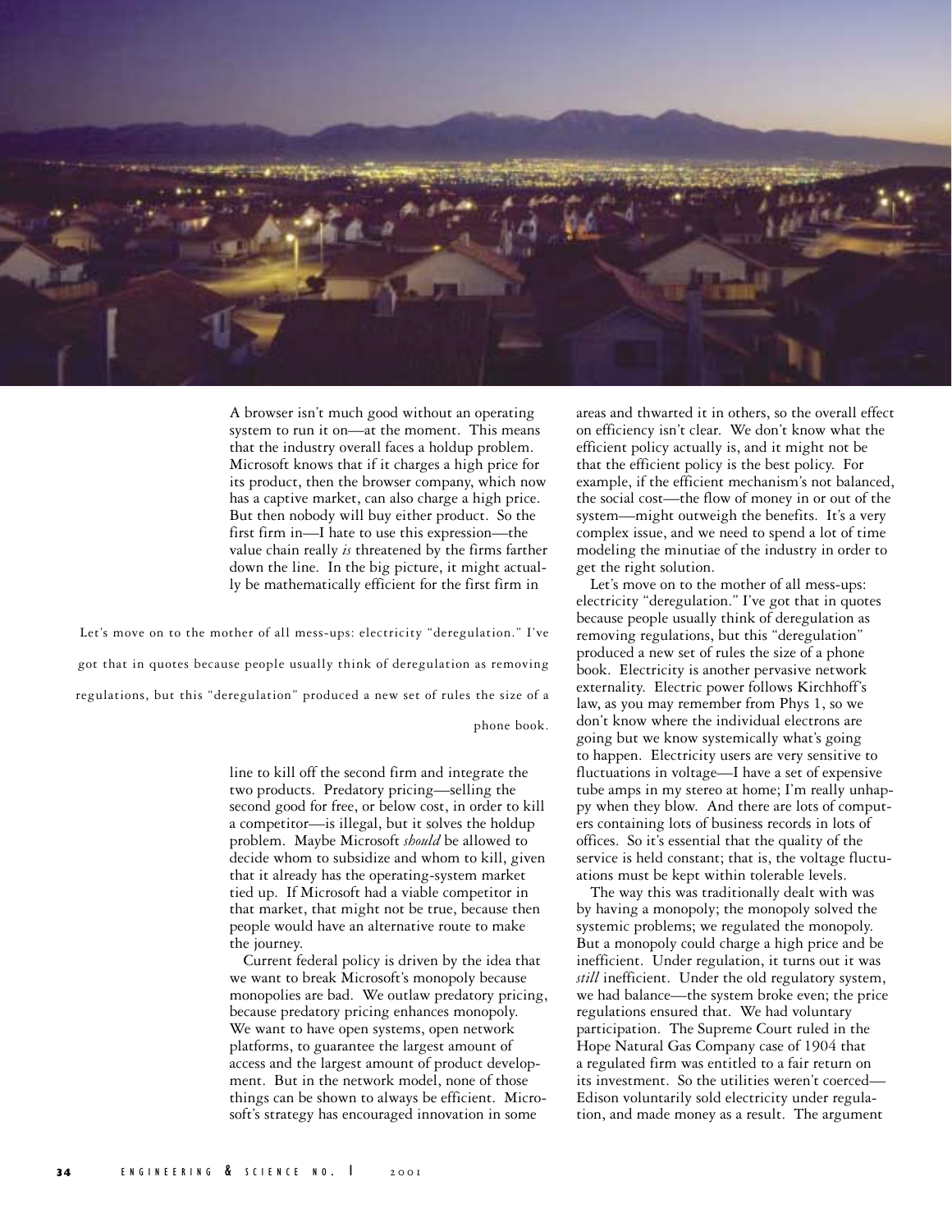A browser isn't much good without an operating system to run it on—at the moment. This means that the industry overall faces a holdup problem. Microsoft knows that if it charges a high price for its product, then the browser company, which now has a captive market, can also charge a high price. But then nobody will buy either product. So the first firm in—I hate to use this expression—the value chain really *is* threatened by the firms farther down the line. In the big picture, it might actually be mathematically efficient for the first firm in line to kill off the second firm and integrate the two products. Predatory pricing—selling the second good for free, or below cost, in order to kill a competitor—is illegal, but it solves the holdup problem. Maybe Microsoft *should* be allowed to decide whom to subsidize and whom to kill, given that it already has the operating-system market tied up. If Microsoft had a viable competitor in that market, that might not be true, because then people would have an alternative route to make the journey.

Current federal policy is driven by the idea that we want to break Microsoft's monopoly because monopolies are bad. We outlaw predatory pricing, because predatory pricing enhances monopoly. We want to have open systems, open network platforms, to guarantee the largest amount of access and the largest amount of product development. But in the network model, none of those things can be shown to always be efficient. Microsoft's strategy has encouraged innovation in some areas and thwarted it in others, so the overall effect on efficiency isn't clear. We don't know what the efficient policy actually is, and it might not be that the efficient policy is the best policy. For example, if the efficient mechanism's not balanced, the social cost—the flow of money in or out of the system—might outweigh the benefits. It's a very complex issue, and we need to spend a lot of time modeling the minutiae of the industry in order to get the right solution.

Let's move on to the mother of all mess-ups: electricity "deregulation." I've got that in quotes because people usually think of deregulation as removing regulations, but this "deregulation" produced a new set of rules the size of a phone book. Electricity is another pervasive network externality. Electric power follows Kirchhoff's law, as you may remember from Phys 1, so we don't know where the individual electrons are going but we know systemically what's going to happen. Electricity users are very sensitive to fluctuations in voltage—I have a set of expensive tube amps in my stereo at home; I'm really unhappy when they blow. And there are lots of computers containing lots of business records in lots of offices. So it's essential that the quality of the service is held constant; that is, the voltage fluctuations must be kept within tolerable levels.

The way this was traditionally dealt with was by having a monopoly; the monopoly solved the systemic problems; we regulated the monopoly. But a monopoly could charge a high price and be inefficient. Under regulation, it turns out it was *still* inefficient. Under the old regulatory system, we had balance—the system broke even; the price regulations ensured that. We had voluntary participation. The Supreme Court ruled in the Hope Natural Gas Company case of 1904 that a regulated firm was entitled to a fair return on its investment. So the utilities weren't coerced—Edison voluntarily sold electricity under regulation, and made money as a result. The argument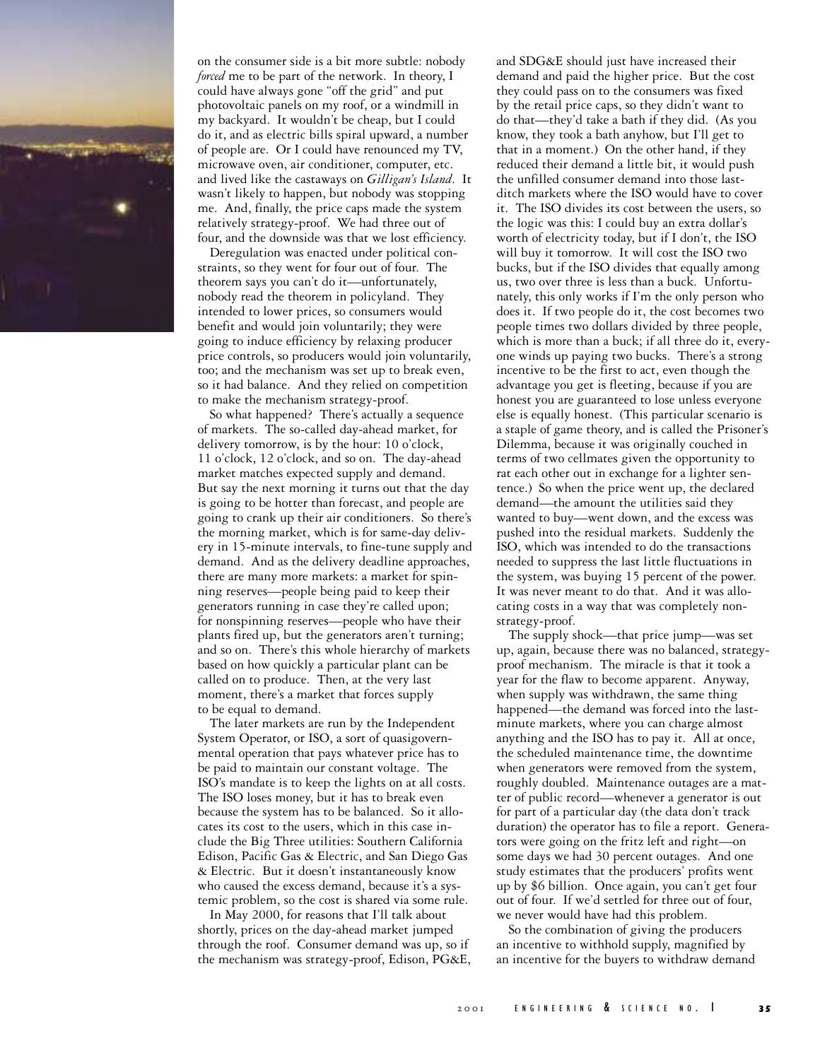on the consumer side is a bit more subtle: nobody *forced* me to be part of the network. In theory, I could have always gone "off the grid" and put photovoltaic panels on my roof, or a windmill in my backyard. It wouldn't be cheap, but I could do it, and as electric bills spiral upward, a number of people are. Or I could have renounced my TV, microwave oven, air conditioner, computer, etc. and lived like the castaways on *Gilligan's Island*. It wasn't likely to happen, but nobody was stopping me. And, finally, the price caps made the system relatively strategy-proof. We had three out of four, and the downside was that we lost efficiency.

Deregulation was enacted under political constraints, so they went for four out of four. The theorem says you can't do it—unfortunately, nobody read the theorem in policyland. They intended to lower prices, so consumers would benefit and would join voluntarily; they were going to induce efficiency by relaxing producer price controls, so producers would join voluntarily, too; and the mechanism was set up to break even, so it had balance. And they relied on competition to make the mechanism strategy-proof.

So what happened? There's actually a sequence of markets. The so-called day-ahead market, for delivery tomorrow, is by the hour: 10 o'clock, 11 o'clock, 12 o'clock, and so on. The day-ahead market matches expected supply and demand. But say the next morning it turns out that the day is going to be hotter than forecast, and people are going to crank up their air conditioners. So there's the morning market, which is for same-day delivery in 15-minute intervals, to fine-tune supply and demand. And as the delivery deadline approaches, there are many more markets: a market for spinning reserves—people being paid to keep their generators running in case they're called upon; for nonspinning reserves—people who have their plants fired up, but the generators aren't turning; and so on. There's this whole hierarchy of markets based on how quickly a particular plant can be called on to produce. Then, at the very last moment, there's a market that forces supply to be equal to demand.

The later markets are run by the Independent System Operator, or ISO, a sort of quasigovernmental operation that pays whatever price has to be paid to maintain our constant voltage. The ISO's mandate is to keep the lights on at all costs. The ISO loses money, but it has to break even because the system has to be balanced. So it allocates its cost to the users, which in this case include the Big Three utilities: Southern California Edison, Pacific Gas & Electric, and San Diego Gas & Electric. But it doesn't instantaneously know who caused the excess demand, because it's a systemic problem, so the cost is shared via some rule.

In May 2000, for reasons that I'll talk about shortly, prices on the day-ahead market jumped through the roof. Consumer demand was up, so if the mechanism was strategy-proof, Edison, PG&E, and SDG&E should just have increased their demand and paid the higher price. But the cost they could pass on to the consumers was fixed by the retail price caps, so they didn't want to do that—they'd take a bath if they did. (As you know, they took a bath anyhow, but I'll get to that in a moment.) On the other hand, if they reduced their demand a little bit, it would push the unfilled consumer demand into those last-ditch markets where the ISO would have to cover it. The ISO divides its cost between the users, so the logic was this: I could buy an extra dollar's worth of electricity today, but if I don't, the ISO will buy it tomorrow. It will cost the ISO two bucks, but if the ISO divides that equally among us, two over three is less than a buck. Unfortunately, this only works if I'm the only person who does it. If two people do it, the cost becomes two people times two dollars divided by three people, which is more than a buck; if all three do it, everyone winds up paying two bucks. There's a strong incentive to be the first to act, even though the advantage you get is fleeting, because if you are honest you are guaranteed to lose unless everyone else is equally honest. (This particular scenario is a staple of game theory, and is called the Prisoner's Dilemma, because it was originally couched in terms of two cellmates given the opportunity to rat each other out in exchange for a lighter sentence.) So when the price went up, the declared demand—the amount the utilities said they wanted to buy—went down, and the excess was pushed into the residual markets. Suddenly the ISO, which was intended to do the transactions needed to suppress the last little fluctuations in the system, was buying 15 percent of the power. It was never meant to do that. And it was allocating costs in a way that was completely non-strategy-proof.

The supply shock—that price jump—was set up, again, because there was no balanced, strategy-proof mechanism. The miracle is that it took a year for the flaw to become apparent. Anyway, when supply was withdrawn, the same thing happened—the demand was forced into the last-minute markets, where you can charge almost anything and the ISO has to pay it. All at once, the scheduled maintenance time, the downtime when generators were removed from the system, roughly doubled. Maintenance outages are a matter of public record—whenever a generator is out for part of a particular day (the data don't track duration) the operator has to file a report. Generators were going on the fritz left and right—on some days we had 30 percent outages. And one study estimates that the producers' profits went up by $6 billion. Once again, you can't get four out of four. If we'd settled for three out of four, we never would have had this problem.

So the combination of giving the producers an incentive to withhold supply, magnified by an incentive for the buyers to withdraw demand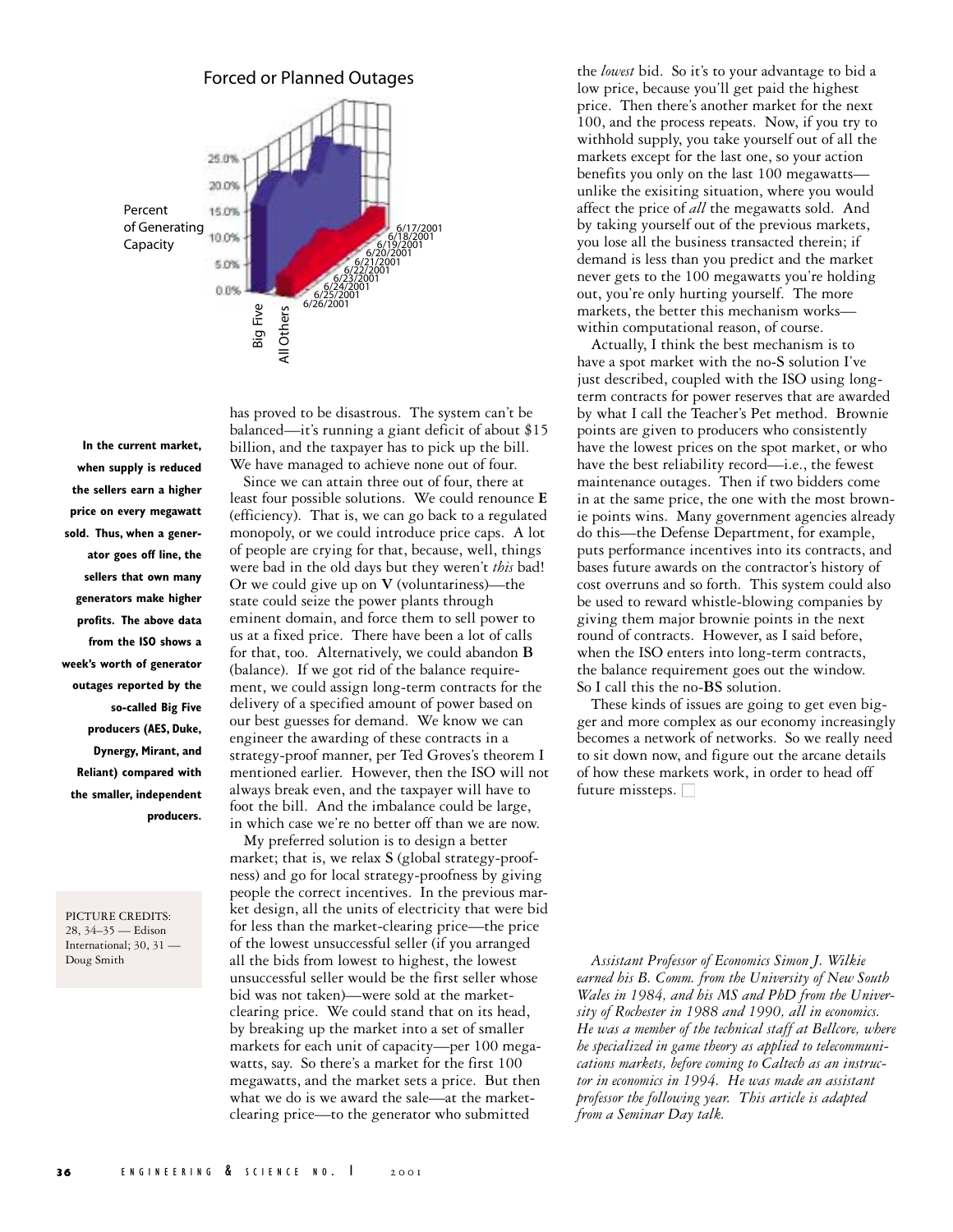Forced or Planned Outages

Percent of Generating Capacity

25.0%
20.0%
15.0%
10.0%
5.0%
0.0%

Big Five
All Others

6/17/2001
6/18/2001
6/19/2001
6/20/2001
6/21/2001
6/22/2001
6/23/2001
6/24/2001
6/25/2001
6/26/2001

**In the current market, when supply is reduced the sellers earn a higher price on every megawatt sold. Thus, when a generator goes off line, the sellers that own many generators make higher profits. The above data from the ISO shows a week's worth of generator outages reported by the so-called Big Five producers (AES, Duke, Dynergy, Mirant, and Reliant) compared with the smaller, independent producers.**

has proved to be disastrous. The system can't be balanced—it's running a giant deficit of about $15 billion, and the taxpayer has to pick up the bill. We have managed to achieve none out of four.

Since we can attain three out of four, there at least four possible solutions. We could renounce **E** (efficiency). That is, we can go back to a regulated monopoly, or we could introduce price caps. A lot of people are crying for that, because, well, things were bad in the old days but they weren't *this* bad! Or we could give up on **V** (voluntariness)—the state could seize the power plants through eminent domain, and force them to sell power to us at a fixed price. There have been a lot of calls for that, too. Alternatively, we could abandon **B** (balance). If we got rid of the balance requirement, we could assign long-term contracts for the delivery of a specified amount of power based on our best guesses for demand. We know we can engineer the awarding of these contracts in a strategy-proof manner, per Ted Groves's theorem I mentioned earlier. However, then the ISO will not always break even, and the taxpayer will have to foot the bill. And the imbalance could be large, in which case we're no better off than we are now.

My preferred solution is to design a better market; that is, we relax **S** (global strategy-proofness) and go for local strategy-proofness by giving people the correct incentives. In the previous market design, all the units of electricity that were bid for less than the market-clearing price—the price of the lowest unsuccessful seller (if you arranged all the bids from lowest to highest, the lowest unsuccessful seller would be the first seller whose bid was not taken)—were sold at the market-clearing price. We could stand that on its head, by breaking up the market into a set of smaller markets for each unit of capacity—per 100 megawatts, say. So there's a market for the first 100 megawatts, and the market sets a price. But then what we do is we award the sale—at the market-clearing price—to the generator who submitted the *lowest* bid. So it's to your advantage to bid a low price, because you'll get paid the highest price. Then there's another market for the next 100, and the process repeats. Now, if you try to withhold supply, you take yourself out of all the markets except for the last one, so your action benefits you only on the last 100 megawatts—unlike the exisiting situation, where you would affect the price of *all* the megawatts sold. And by taking yourself out of the previous markets, you lose all the business transacted therein; if demand is less than you predict and the market never gets to the 100 megawatts you're holding out, you're only hurting yourself. The more markets, the better this mechanism works—within computational reason, of course.

Actually, I think the best mechanism is to have a spot market with the no-**S** solution I've just described, coupled with the ISO using long-term contracts for power reserves that are awarded by what I call the Teacher's Pet method. Brownie points are given to producers who consistently have the lowest prices on the spot market, or who have the best reliability record—i.e., the fewest maintenance outages. Then if two bidders come in at the same price, the one with the most brownie points wins. Many government agencies already do this—the Defense Department, for example, puts performance incentives into its contracts, and bases future awards on the contractor's history of cost overruns and so forth. This system could also be used to reward whistle-blowing companies by giving them major brownie points in the next round of contracts. However, as I said before, when the ISO enters into long-term contracts, the balance requirement goes out the window. So I call this the no-**BS** solution.

These kinds of issues are going to get even bigger and more complex as our economy increasingly becomes a network of networks. So we really need to sit down now, and figure out the arcane details of how these markets work, in order to head off future missteps. □

*Assistant Professor of Economics Simon J. Wilkie earned his B. Comm. from the University of New South Wales in 1984, and his MS and PhD from the University of Rochester in 1988 and 1990, all in economics. He was a member of the technical staff at Bellcore, where he specialized in game theory as applied to telecommunications markets, before coming to Caltech as an instructor in economics in 1994. He was made an assistant professor the following year. This article is adapted from a Seminar Day talk.*

PICTURE CREDITS: 28, 34–35 — Edison International; 30, 31 — Doug Smith